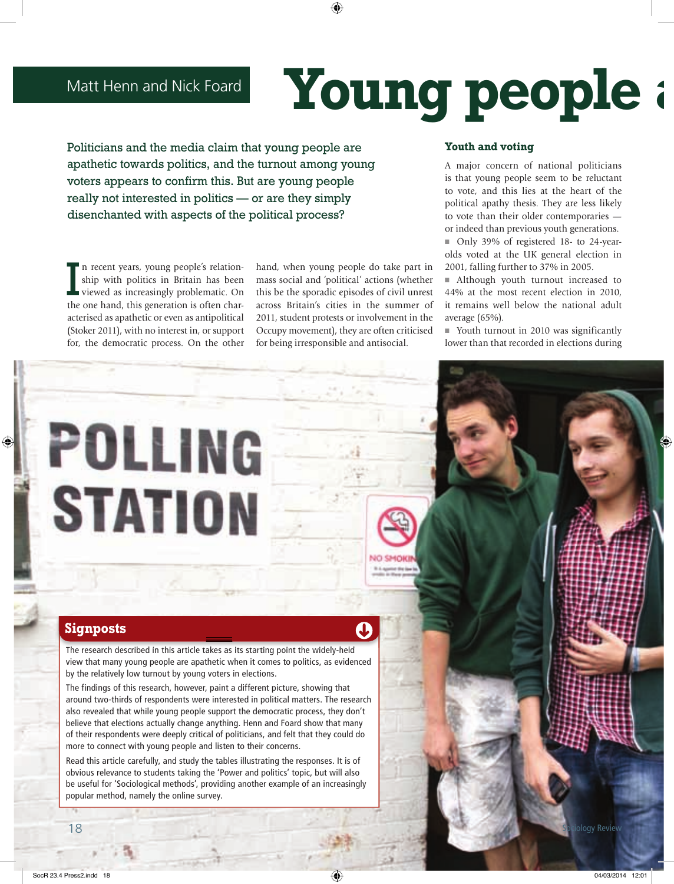Matt Henn and Nick Foard

# Young people a

**Politicians and the media claim that young people are apathetic towards politics, and the turnout among young voters appears to confirm this. But are young people really not interested in politics — or are they simply disenchanted with aspects of the political process?**

In recent years, young people's relationship with politics in Britain has been viewed as increasingly problematic. On the one hand, this generation is often characterised as apathetic or even as antipolitical (Stoker 2011), with no interest in, or support for, the democratic process. On the other hand, when young people do take part in mass social and 'political' actions (whether this be the sporadic episodes of civil unrest across Britain's cities in the summer of 2011, student protests or involvement in the Occupy movement), they are often criticised for being irresponsible and antisocial.

## Youth and voting

A major concern of national politicians is that young people seem to be reluctant to vote, and this lies at the heart of the political apathy thesis. They are less likely to vote than their older contemporaries — or indeed than previous youth generations.

- Only 39% of registered 18- to 24-year-olds voted at the UK general election in 2001, falling further to 37% in 2005.
- Although youth turnout increased to 44% at the most recent election in 2010, it remains well below the national adult average (65%).
- Youth turnout in 2010 was significantly lower than that recorded in elections during

POLLING STATION

NO SMOKIN

## Signposts

The research described in this article takes as its starting point the widely-held view that many young people are apathetic when it comes to politics, as evidenced by the relatively low turnout by young voters in elections.

The findings of this research, however, paint a different picture, showing that around two-thirds of respondents were interested in political matters. The research also revealed that while young people support the democratic process, they don't believe that elections actually change anything. Henn and Foard show that many of their respondents were deeply critical of politicians, and felt that they could do more to connect with young people and listen to their concerns.

Read this article carefully, and study the tables illustrating the responses. It is of obvious relevance to students taking the 'Power and politics' topic, but will also be useful for 'Sociological methods', providing another example of an increasingly popular method, namely the online survey.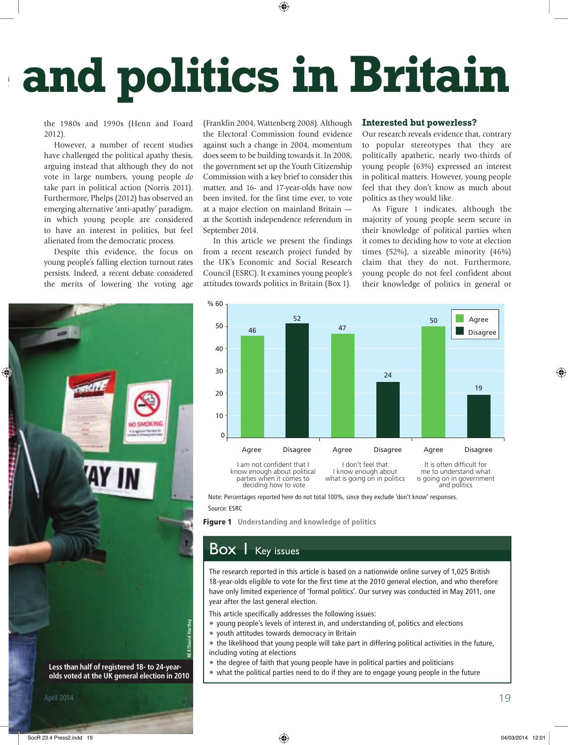# and politics in Britain

the 1980s and 1990s (Henn and Foard 2012).

However, a number of recent studies have challenged the political apathy thesis, arguing instead that although they do not vote in large numbers, young people *do* take part in political action (Norris 2011). Furthermore, Phelps (2012) has observed an emerging alternative 'anti-apathy' paradigm, in which young people are considered to have an interest in politics, but feel alienated from the democratic process.

Despite this evidence, the focus on young people's falling election turnout rates persists. Indeed, a recent debate considered the merits of lowering the voting age (Franklin 2004, Wattenberg 2008). Although the Electoral Commission found evidence against such a change in 2004, momentum does seem to be building towards it. In 2008, the government set up the Youth Citizenship Commission with a key brief to consider this matter, and 16- and 17-year-olds have now been invited, for the first time ever, to vote at a major election on mainland Britain — at the Scottish independence referendum in September 2014.

In this article we present the findings from a recent research project funded by the UK's Economic and Social Research Council (ESRC). It examines young people's attitudes towards politics in Britain (Box 1).

### Interested but powerless?

Our research reveals evidence that, contrary to popular stereotypes that they are politically apathetic, nearly two-thirds of young people (63%) expressed an interest in political matters. However, young people feel that they don't know as much about politics as they would like.

As Figure 1 indicates, although the majority of young people seem secure in their knowledge of political parties when it comes to deciding how to vote at election times (52%), a sizeable minority (46%) claim that they do not. Furthermore, young people do not feel confident about their knowledge of politics in general or

% 60
50
40
30
20
10
0

Agree
Disagree

46
52
47
24
50
19

Agree Disagree Agree Disagree Agree Disagree

I am not confident that I know enough about political parties when it comes to deciding how to vote

I don't feel that I know enough about what is going on in politics

It is often difficult for me to understand what is going on in government and politics

Note: Percentages reported here do not total 100%, since they exclude 'don't know' responses.

Source: ESRC

**Figure 1** Understanding and knowledge of politics

Less than half of registered 18- to 24-year-olds voted at the UK general election in 2010

## Box 1 Key issues

The research reported in this article is based on a nationwide online survey of 1,025 British 18-year-olds eligible to vote for the first time at the 2010 general election, and who therefore have only limited experience of 'formal politics'. Our survey was conducted in May 2011, one year after the last general election.

This article specifically addresses the following issues:

- young people's levels of interest in, and understanding of, politics and elections
- youth attitudes towards democracy in Britain
- the likelihood that young people will take part in differing political activities in the future, including voting at elections
- the degree of faith that young people have in political parties and politicians
- what the political parties need to do if they are to engage young people in the future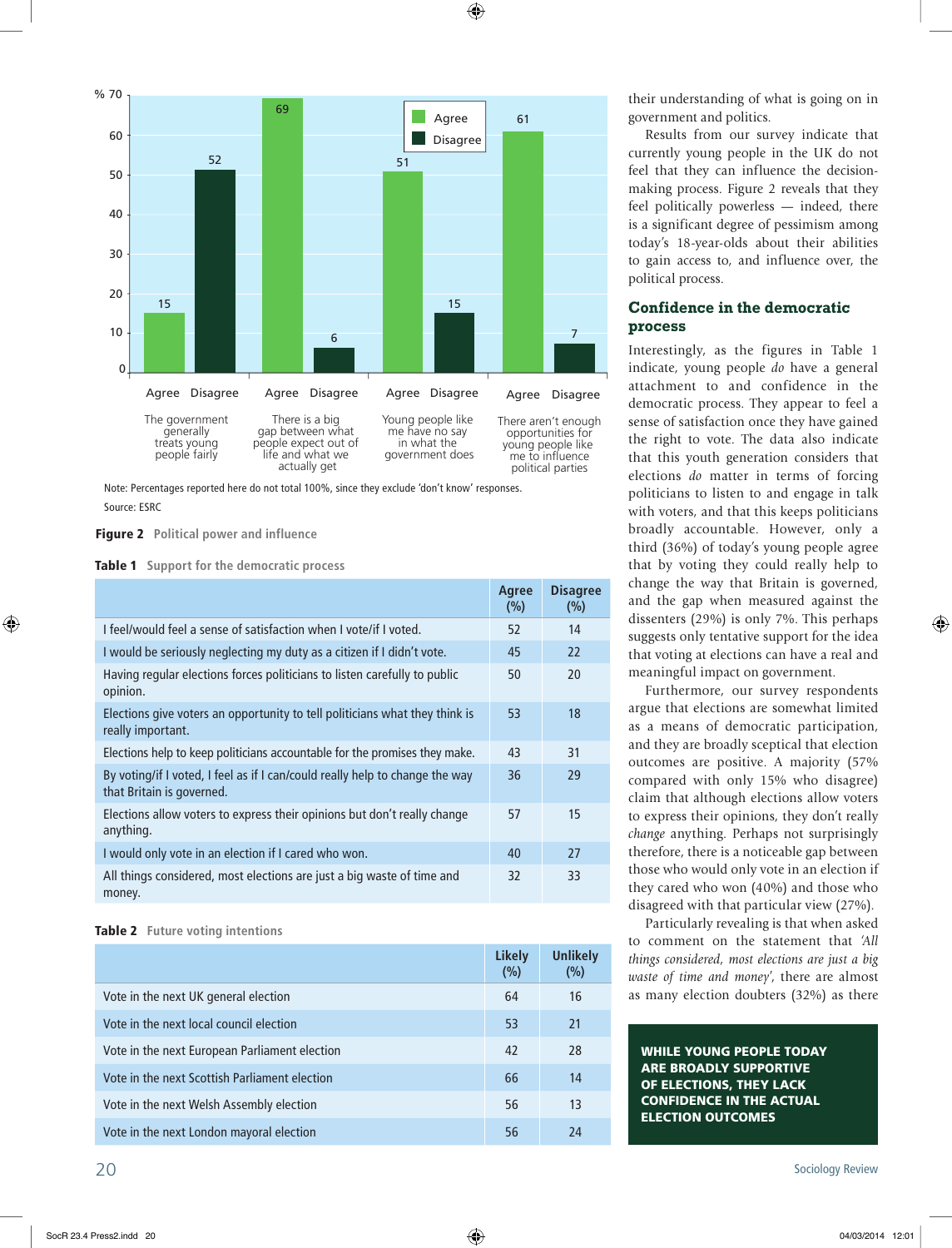% 70
60
50
40
30
20
10
0

Agree
Disagree

15
52
69
6
51
15
61
7

Agree Disagree — The government generally treats young people fairly

Agree Disagree — There is a big gap between what people expect out of life and what we actually get

Agree Disagree — Young people like me have no say in what the government does

Agree Disagree — There aren't enough opportunities for young people like me to influence political parties

Note: Percentages reported here do not total 100%, since they exclude 'don't know' responses.

Source: ESRC

**Figure 2** Political power and influence

**Table 1** Support for the democratic process

| | Agree (%) | Disagree (%) |
|---|---|---|
| I feel/would feel a sense of satisfaction when I vote/if I voted. | 52 | 14 |
| I would be seriously neglecting my duty as a citizen if I didn't vote. | 45 | 22 |
| Having regular elections forces politicians to listen carefully to public opinion. | 50 | 20 |
| Elections give voters an opportunity to tell politicians what they think is really important. | 53 | 18 |
| Elections help to keep politicians accountable for the promises they make. | 43 | 31 |
| By voting/if I voted, I feel as if I can/could really help to change the way that Britain is governed. | 36 | 29 |
| Elections allow voters to express their opinions but don't really change anything. | 57 | 15 |
| I would only vote in an election if I cared who won. | 40 | 27 |
| All things considered, most elections are just a big waste of time and money. | 32 | 33 |

**Table 2** Future voting intentions

| | Likely (%) | Unlikely (%) |
|---|---|---|
| Vote in the next UK general election | 64 | 16 |
| Vote in the next local council election | 53 | 21 |
| Vote in the next European Parliament election | 42 | 28 |
| Vote in the next Scottish Parliament election | 66 | 14 |
| Vote in the next Welsh Assembly election | 56 | 13 |
| Vote in the next London mayoral election | 56 | 24 |

their understanding of what is going on in government and politics.

Results from our survey indicate that currently young people in the UK do not feel that they can influence the decision-making process. Figure 2 reveals that they feel politically powerless — indeed, there is a significant degree of pessimism among today's 18-year-olds about their abilities to gain access to, and influence over, the political process.

## Confidence in the democratic process

Interestingly, as the figures in Table 1 indicate, young people *do* have a general attachment to and confidence in the democratic process. They appear to feel a sense of satisfaction once they have gained the right to vote. The data also indicate that this youth generation considers that elections *do* matter in terms of forcing politicians to listen to and engage in talk with voters, and that this keeps politicians broadly accountable. However, only a third (36%) of today's young people agree that by voting they could really help to change the way that Britain is governed, and the gap when measured against the dissenters (29%) is only 7%. This perhaps suggests only tentative support for the idea that voting at elections can have a real and meaningful impact on government.

Furthermore, our survey respondents argue that elections are somewhat limited as a means of democratic participation, and they are broadly sceptical that election outcomes are positive. A majority (57% compared with only 15% who disagree) claim that although elections allow voters to express their opinions, they don't really *change* anything. Perhaps not surprisingly therefore, there is a noticeable gap between those who would only vote in an election if they cared who won (40%) and those who disagreed with that particular view (27%).

Particularly revealing is that when asked to comment on the statement that *'All things considered, most elections are just a big waste of time and money'*, there are almost as many election doubters (32%) as there

**WHILE YOUNG PEOPLE TODAY ARE BROADLY SUPPORTIVE OF ELECTIONS, THEY LACK CONFIDENCE IN THE ACTUAL ELECTION OUTCOMES**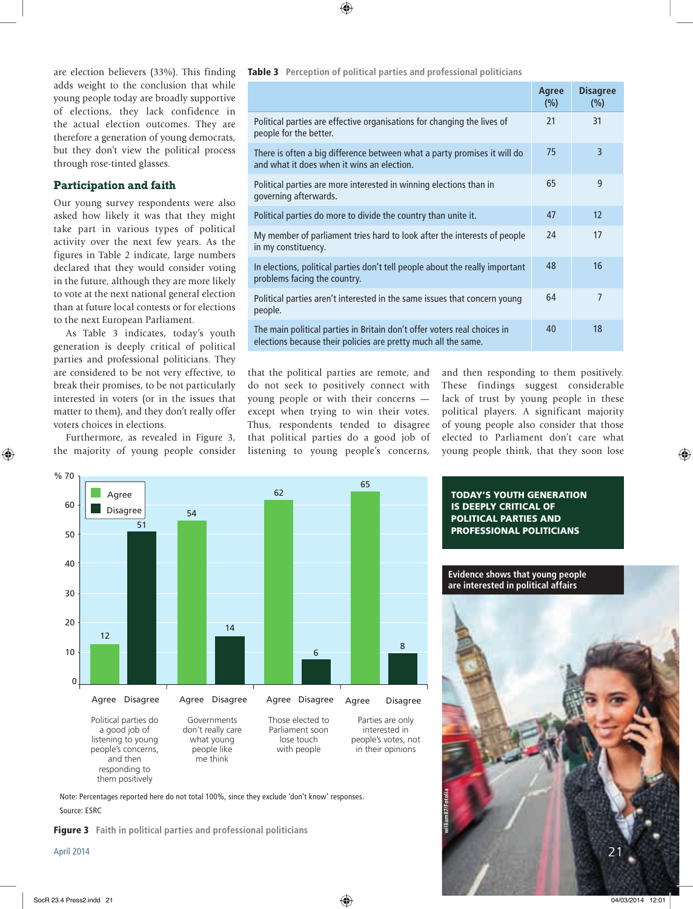are election believers (33%). This finding adds weight to the conclusion that while young people today are broadly supportive of elections, they lack confidence in the actual election outcomes. They are therefore a generation of young democrats, but they don't view the political process through rose-tinted glasses.

## Participation and faith

Our young survey respondents were also asked how likely it was that they might take part in various types of political activity over the next few years. As the figures in Table 2 indicate, large numbers declared that they would consider voting in the future, although they are more likely to vote at the next national general election than at future local contests or for elections to the next European Parliament.

As Table 3 indicates, today's youth generation is deeply critical of political parties and professional politicians. They are considered to be not very effective, to break their promises, to be not particularly interested in voters (or in the issues that matter to them), and they don't really offer voters choices in elections.

Furthermore, as revealed in Figure 3, the majority of young people consider that the political parties are remote, and do not seek to positively connect with young people or with their concerns — except when trying to win their votes. Thus, respondents tended to disagree that political parties do a good job of listening to young people's concerns, and then responding to them positively. These findings suggest considerable lack of trust by young people in these political players. A significant majority of young people also consider that those elected to Parliament don't care what young people think, that they soon lose

**Table 3** Perception of political parties and professional politicians

| | Agree (%) | Disagree (%) |
|---|---|---|
| Political parties are effective organisations for changing the lives of people for the better. | 21 | 31 |
| There is often a big difference between what a party promises it will do and what it does when it wins an election. | 75 | 3 |
| Political parties are more interested in winning elections than in governing afterwards. | 65 | 9 |
| Political parties do more to divide the country than unite it. | 47 | 12 |
| My member of parliament tries hard to look after the interests of people in my constituency. | 24 | 17 |
| In elections, political parties don't tell people about the really important problems facing the country. | 48 | 16 |
| Political parties aren't interested in the same issues that concern young people. | 64 | 7 |
| The main political parties in Britain don't offer voters real choices in elections because their policies are pretty much all the same. | 40 | 18 |

% 70
60
50
40
30
20
10
0

Agree
Disagree

12 51 54 14 62 6 65 8

Agree Disagree — Political parties do a good job of listening to young people's concerns, and then responding to them positively

Agree Disagree — Governments don't really care what young people like me think

Agree Disagree — Those elected to Parliament soon lose touch with people

Agree Disagree — Parties are only interested in people's votes, not in their opinions

Note: Percentages reported here do not total 100%, since they exclude 'don't know' responses.

Source: ESRC

**Figure 3** Faith in political parties and professional politicians

**TODAY'S YOUTH GENERATION IS DEEPLY CRITICAL OF POLITICAL PARTIES AND PROFESSIONAL POLITICIANS**

Evidence shows that young people are interested in political affairs

william87/Fotolia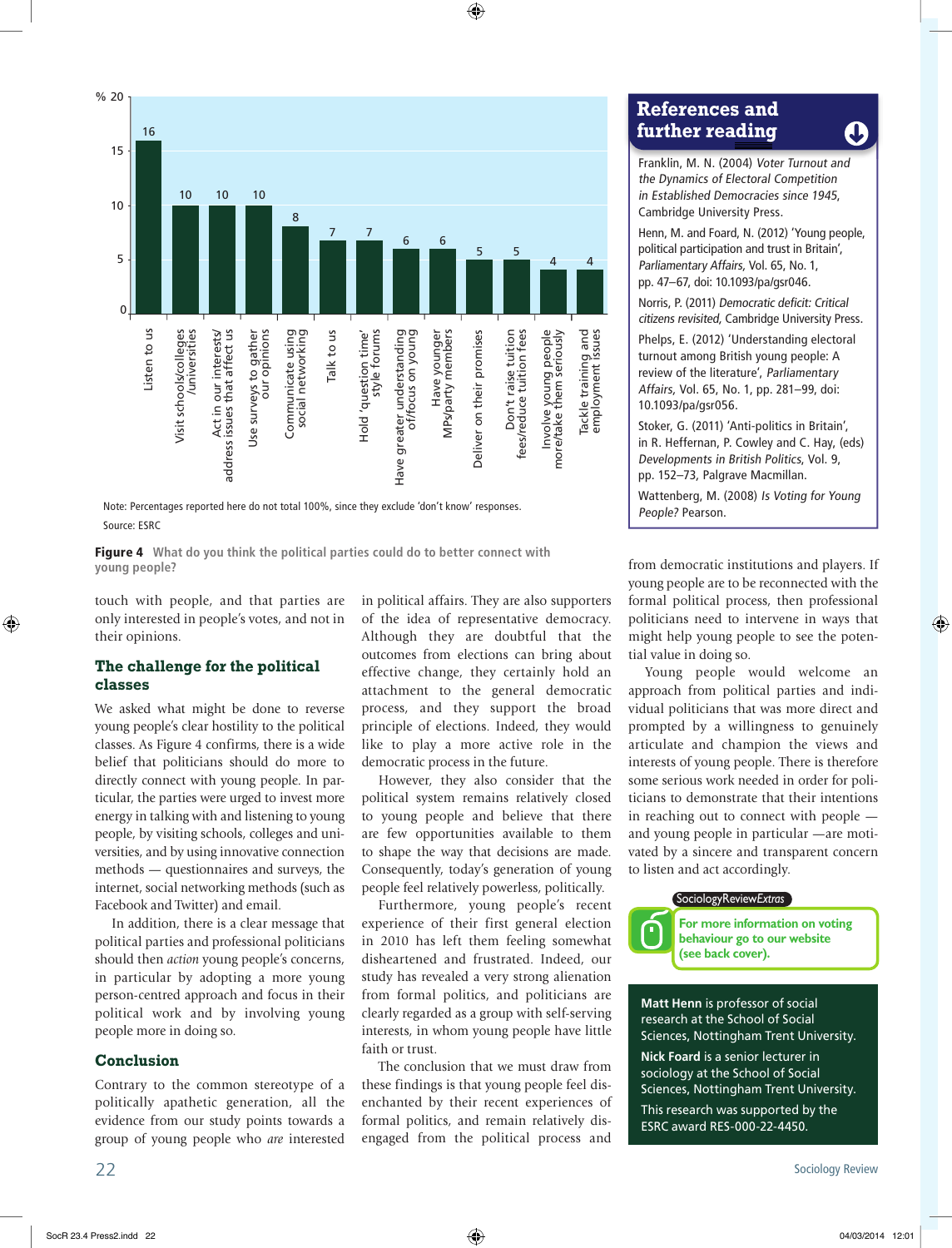% 20

15

10

5

0

16 10 10 10 8 7 7 6 6 5 5 4 4

Listen to us

Visit schools/colleges /universities

Act in our interests/ address issues that affect us

Use surveys to gather our opinions

Communicate using social networking

Talk to us

Hold 'question time' style forums

Have greater understanding of/focus on young

Have younger MPs/party members

Deliver on their promises

Don't raise tuition fees/reduce tuition fees

Involve young people more/take them seriously

Tackle training and employment issues

Note: Percentages reported here do not total 100%, since they exclude 'don't know' responses.

Source: ESRC

**Figure 4** What do you think the political parties could do to better connect with young people?

touch with people, and that parties are only interested in people's votes, and not in their opinions.

## The challenge for the political classes

We asked what might be done to reverse young people's clear hostility to the political classes. As Figure 4 confirms, there is a wide belief that politicians should do more to directly connect with young people. In particular, the parties were urged to invest more energy in talking with and listening to young people, by visiting schools, colleges and universities, and by using innovative connection methods — questionnaires and surveys, the internet, social networking methods (such as Facebook and Twitter) and email.

In addition, there is a clear message that political parties and professional politicians should then *action* young people's concerns, in particular by adopting a more young person-centred approach and focus in their political work and by involving young people more in doing so.

## Conclusion

Contrary to the common stereotype of a politically apathetic generation, all the evidence from our study points towards a group of young people who *are* interested in political affairs. They are also supporters of the idea of representative democracy. Although they are doubtful that the outcomes from elections can bring about effective change, they certainly hold an attachment to the general democratic process, and they support the broad principle of elections. Indeed, they would like to play a more active role in the democratic process in the future.

However, they also consider that the political system remains relatively closed to young people and believe that there are few opportunities available to them to shape the way that decisions are made. Consequently, today's generation of young people feel relatively powerless, politically.

Furthermore, young people's recent experience of their first general election in 2010 has left them feeling somewhat disheartened and frustrated. Indeed, our study has revealed a very strong alienation from formal politics, and politicians are clearly regarded as a group with self-serving interests, in whom young people have little faith or trust.

The conclusion that we must draw from these findings is that young people feel disenchanted by their recent experiences of formal politics, and remain relatively disengaged from the political process and from democratic institutions and players. If young people are to be reconnected with the formal political process, then professional politicians need to intervene in ways that might help young people to see the potential value in doing so.

Young people would welcome an approach from political parties and individual politicians that was more direct and prompted by a willingness to genuinely articulate and champion the views and interests of young people. There is therefore some serious work needed in order for politicians to demonstrate that their intentions in reaching out to connect with people — and young people in particular —are motivated by a sincere and transparent concern to listen and act accordingly.

## References and further reading

Franklin, M. N. (2004) *Voter Turnout and the Dynamics of Electoral Competition in Established Democracies since 1945*, Cambridge University Press.

Henn, M. and Foard, N. (2012) 'Young people, political participation and trust in Britain', *Parliamentary Affairs*, Vol. 65, No. 1, pp. 47–67, doi: 10.1093/pa/gsr046.

Norris, P. (2011) *Democratic deficit: Critical citizens revisited*, Cambridge University Press.

Phelps, E. (2012) 'Understanding electoral turnout among British young people: A review of the literature', *Parliamentary Affairs*, Vol. 65, No. 1, pp. 281–99, doi: 10.1093/pa/gsr056.

Stoker, G. (2011) 'Anti-politics in Britain', in R. Heffernan, P. Cowley and C. Hay, (eds) *Developments in British Politics*, Vol. 9, pp. 152–73, Palgrave Macmillan.

Wattenberg, M. (2008) *Is Voting for Young People?* Pearson.

SociologyReview*Extras*

**For more information on voting behaviour go to our website (see back cover).**

**Matt Henn** is professor of social research at the School of Social Sciences, Nottingham Trent University.

**Nick Foard** is a senior lecturer in sociology at the School of Social Sciences, Nottingham Trent University.

This research was supported by the ESRC award RES-000-22-4450.